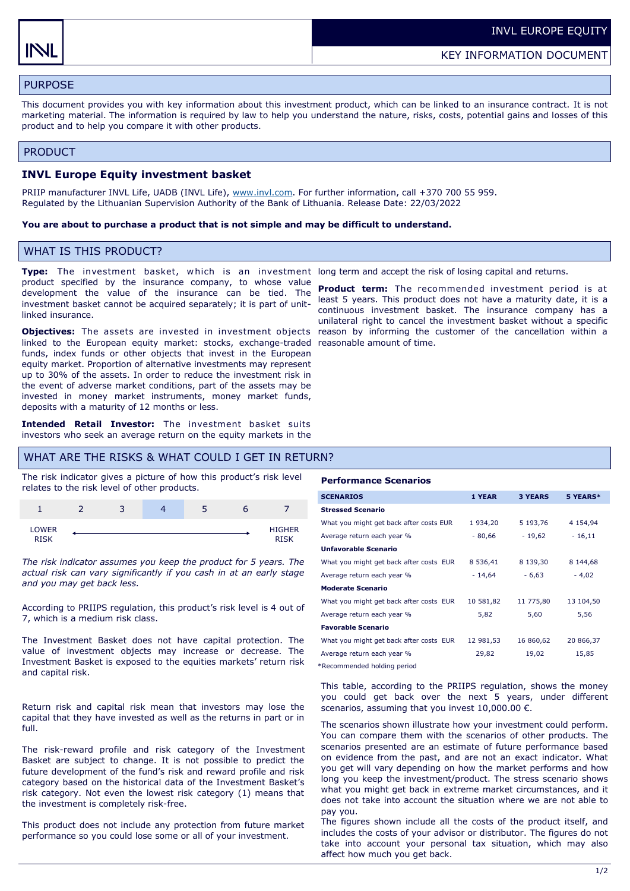INVL EUROPE EQUITY

KEY INFORMATION DOCUMENT

## PURPOSE

This document provides you with key information about this investment product, which can be linked to an insurance contract. It is not marketing material. The information is required by law to help you understand the nature, risks, costs, potential gains and losses of this product and to help you compare it with other products.

## PRODUCT

### INVL Europe Equity investment basket

PRIIP manufacturer INVL Life, UADB (INVL Life), www.invl.com. For further information, call +370 700 55 959. Regulated by the Lithuanian Supervision Authority of the Bank of Lithuania. Release Date: 22/03/2022

**You are about to purchase a product that is not simple and may be difficult to understand.**

## WHAT IS THIS PRODUCT?

**Type:** The investment basket, which is an investment product specified by the insurance company, to whose value development the value of the insurance can be tied. The investment basket cannot be acquired separately; it is part of unit-linked insurance.

**Objectives:** The assets are invested in investment objects linked to the European equity market: stocks, exchange-traded funds, index funds or other objects that invest in the European equity market. Proportion of alternative investments may represent up to 30% of the assets. In order to reduce the investment risk in the event of adverse market conditions, part of the assets may be invested in money market instruments, money market funds, deposits with a maturity of 12 months or less.

**Intended Retail Investor:** The investment basket suits investors who seek an average return on the equity markets in the long term and accept the risk of losing capital and returns.

**Product term:** The recommended investment period is at least 5 years. This product does not have a maturity date, it is a continuous investment basket. The insurance company has a unilateral right to cancel the investment basket without a specific reason by informing the customer of the cancellation within a reasonable amount of time.

## WHAT ARE THE RISKS & WHAT COULD I GET IN RETURN?

The risk indicator gives a picture of how this product's risk level relates to the risk level of other products.

| 1 | 2 | 3 | **4** | 5 | 6 | 7 |
|---|---|---|---|---|---|---|

LOWER RISK ← → HIGHER RISK

*The risk indicator assumes you keep the product for 5 years. The actual risk can vary significantly if you cash in at an early stage and you may get back less.*

According to PRIIPS regulation, this product's risk level is 4 out of 7, which is a medium risk class.

The Investment Basket does not have capital protection. The value of investment objects may increase or decrease. The Investment Basket is exposed to the equities markets' return risk and capital risk.

Return risk and capital risk mean that investors may lose the capital that they have invested as well as the returns in part or in full.

The risk-reward profile and risk category of the Investment Basket are subject to change. It is not possible to predict the future development of the fund's risk and reward profile and risk category based on the historical data of the Investment Basket's risk category. Not even the lowest risk category (1) means that the investment is completely risk-free.

This product does not include any protection from future market performance so you could lose some or all of your investment.

### Performance Scenarios

| SCENARIOS | 1 YEAR | 3 YEARS | 5 YEARS* |
|---|---|---|---|
| **Stressed Scenario** | | | |
| What you might get back after costs EUR | 1 934,20 | 5 193,76 | 4 154,94 |
| Average return each year % | - 80,66 | - 19,62 | - 16,11 |
| **Unfavorable Scenario** | | | |
| What you might get back after costs EUR | 8 536,41 | 8 139,30 | 8 144,68 |
| Average return each year % | - 14,64 | - 6,63 | - 4,02 |
| **Moderate Scenario** | | | |
| What you might get back after costs EUR | 10 581,82 | 11 775,80 | 13 104,50 |
| Average return each year % | 5,82 | 5,60 | 5,56 |
| **Favorable Scenario** | | | |
| What you might get back after costs EUR | 12 981,53 | 16 860,62 | 20 866,37 |
| Average return each year % | 29,82 | 19,02 | 15,85 |

*Recommended holding period

This table, according to the PRIIPS regulation, shows the money you could get back over the next 5 years, under different scenarios, assuming that you invest 10,000.00 €.

The scenarios shown illustrate how your investment could perform. You can compare them with the scenarios of other products. The scenarios presented are an estimate of future performance based on evidence from the past, and are not an exact indicator. What you get will vary depending on how the market performs and how long you keep the investment/product. The stress scenario shows what you might get back in extreme market circumstances, and it does not take into account the situation where we are not able to pay you.

The figures shown include all the costs of the product itself, and includes the costs of your advisor or distributor. The figures do not take into account your personal tax situation, which may also affect how much you get back.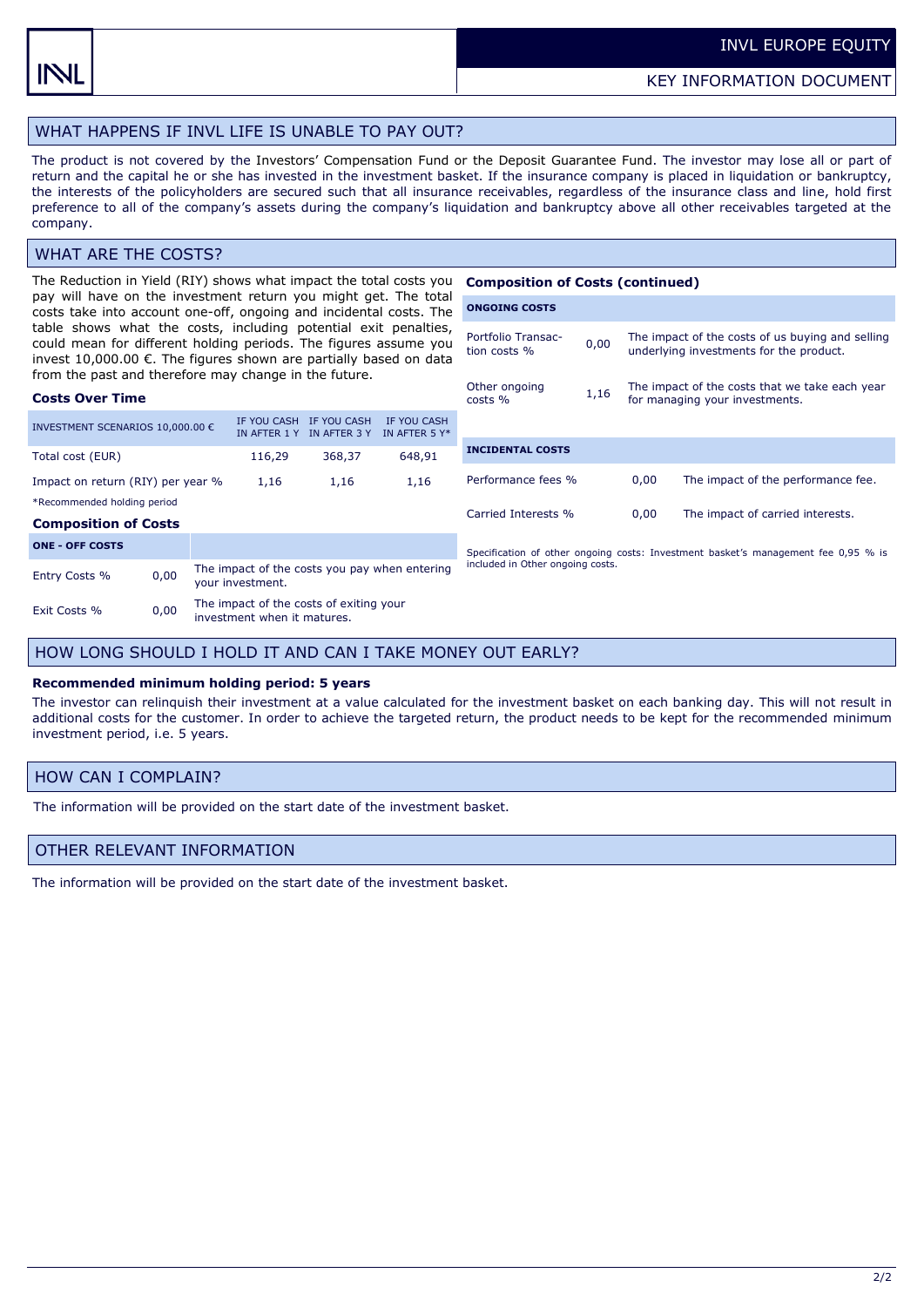## WHAT HAPPENS IF INVL LIFE IS UNABLE TO PAY OUT?

The product is not covered by the Investors' Compensation Fund or the Deposit Guarantee Fund. The investor may lose all or part of return and the capital he or she has invested in the investment basket. If the insurance company is placed in liquidation or bankruptcy, the interests of the policyholders are secured such that all insurance receivables, regardless of the insurance class and line, hold first preference to all of the company's assets during the company's liquidation and bankruptcy above all other receivables targeted at the company.

## WHAT ARE THE COSTS?

The Reduction in Yield (RIY) shows what impact the total costs you pay will have on the investment return you might get. The total costs take into account one-off, ongoing and incidental costs. The table shows what the costs, including potential exit penalties, could mean for different holding periods. The figures assume you invest 10,000.00 €. The figures shown are partially based on data from the past and therefore may change in the future.

### Costs Over Time

| INVESTMENT SCENARIOS 10,000.00 € | IF YOU CASH IN AFTER 1 Y | IF YOU CASH IN AFTER 3 Y | IF YOU CASH IN AFTER 5 Y* |
|---|---|---|---|
| Total cost (EUR) | 116,29 | 368,37 | 648,91 |
| Impact on return (RIY) per year % | 1,16 | 1,16 | 1,16 |

*Recommended holding period

### Composition of Costs

| ONE - OFF COSTS | | |
|---|---|---|
| Entry Costs % | 0,00 | The impact of the costs you pay when entering your investment. |
| Exit Costs % | 0,00 | The impact of the costs of exiting your investment when it matures. |

### Composition of Costs (continued)

| ONGOING COSTS | | |
|---|---|---|
| Portfolio Transaction costs % | 0,00 | The impact of the costs of us buying and selling underlying investments for the product. |
| Other ongoing costs % | 1,16 | The impact of the costs that we take each year for managing your investments. |

| INCIDENTAL COSTS | | |
|---|---|---|
| Performance fees % | 0,00 | The impact of the performance fee. |
| Carried Interests % | 0,00 | The impact of carried interests. |

Specification of other ongoing costs: Investment basket's management fee 0,95 % is included in Other ongoing costs.

## HOW LONG SHOULD I HOLD IT AND CAN I TAKE MONEY OUT EARLY?

**Recommended minimum holding period: 5 years**

The investor can relinquish their investment at a value calculated for the investment basket on each banking day. This will not result in additional costs for the customer. In order to achieve the targeted return, the product needs to be kept for the recommended minimum investment period, i.e. 5 years.

## HOW CAN I COMPLAIN?

The information will be provided on the start date of the investment basket.

## OTHER RELEVANT INFORMATION

The information will be provided on the start date of the investment basket.